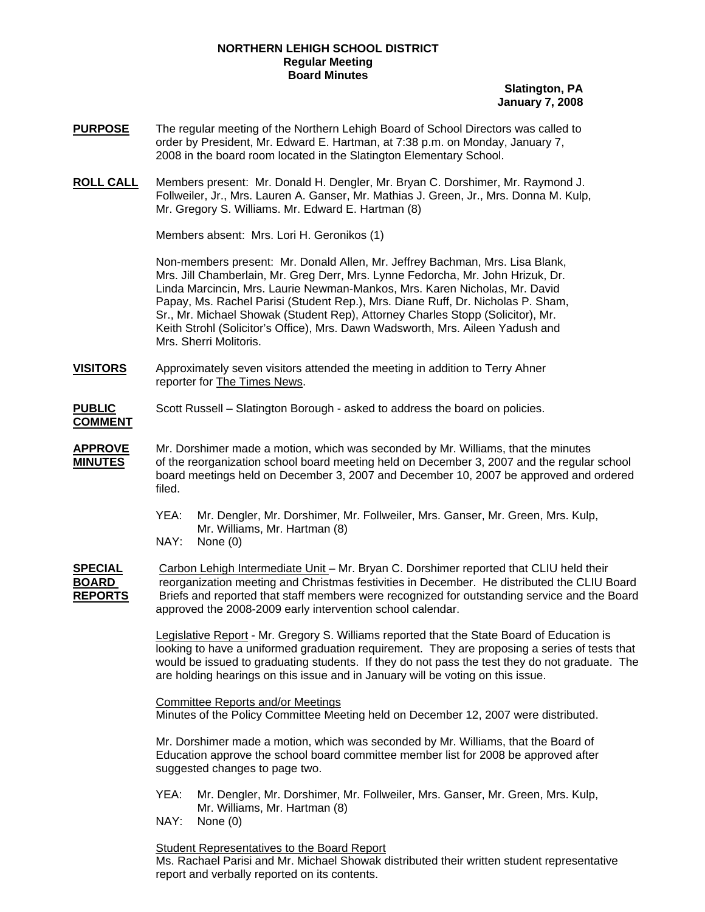**NORTHERN LEHIGH SCHOOL DISTRICT**
**Regular Meeting**
**Board Minutes**

**Slatington, PA**
**January 7, 2008**

**PURPOSE** The regular meeting of the Northern Lehigh Board of School Directors was called to order by President, Mr. Edward E. Hartman, at 7:38 p.m. on Monday, January 7, 2008 in the board room located in the Slatington Elementary School.

**ROLL CALL** Members present: Mr. Donald H. Dengler, Mr. Bryan C. Dorshimer, Mr. Raymond J. Follweiler, Jr., Mrs. Lauren A. Ganser, Mr. Mathias J. Green, Jr., Mrs. Donna M. Kulp, Mr. Gregory S. Williams. Mr. Edward E. Hartman (8)

Members absent: Mrs. Lori H. Geronikos (1)

Non-members present: Mr. Donald Allen, Mr. Jeffrey Bachman, Mrs. Lisa Blank, Mrs. Jill Chamberlain, Mr. Greg Derr, Mrs. Lynne Fedorcha, Mr. John Hrizuk, Dr. Linda Marcincin, Mrs. Laurie Newman-Mankos, Mrs. Karen Nicholas, Mr. David Papay, Ms. Rachel Parisi (Student Rep.), Mrs. Diane Ruff, Dr. Nicholas P. Sham, Sr., Mr. Michael Showak (Student Rep), Attorney Charles Stopp (Solicitor), Mr. Keith Strohl (Solicitor's Office), Mrs. Dawn Wadsworth, Mrs. Aileen Yadush and Mrs. Sherri Molitoris.

**VISITORS** Approximately seven visitors attended the meeting in addition to Terry Ahner reporter for The Times News.

**PUBLIC COMMENT** Scott Russell – Slatington Borough - asked to address the board on policies.

**APPROVE MINUTES** Mr. Dorshimer made a motion, which was seconded by Mr. Williams, that the minutes of the reorganization school board meeting held on December 3, 2007 and the regular school board meetings held on December 3, 2007 and December 10, 2007 be approved and ordered filed.

YEA: Mr. Dengler, Mr. Dorshimer, Mr. Follweiler, Mrs. Ganser, Mr. Green, Mrs. Kulp, Mr. Williams, Mr. Hartman (8)
NAY: None (0)

**SPECIAL BOARD REPORTS** Carbon Lehigh Intermediate Unit – Mr. Bryan C. Dorshimer reported that CLIU held their reorganization meeting and Christmas festivities in December. He distributed the CLIU Board Briefs and reported that staff members were recognized for outstanding service and the Board approved the 2008-2009 early intervention school calendar.

Legislative Report - Mr. Gregory S. Williams reported that the State Board of Education is looking to have a uniformed graduation requirement. They are proposing a series of tests that would be issued to graduating students. If they do not pass the test they do not graduate. The are holding hearings on this issue and in January will be voting on this issue.

Committee Reports and/or Meetings
Minutes of the Policy Committee Meeting held on December 12, 2007 were distributed.

Mr. Dorshimer made a motion, which was seconded by Mr. Williams, that the Board of Education approve the school board committee member list for 2008 be approved after suggested changes to page two.

YEA: Mr. Dengler, Mr. Dorshimer, Mr. Follweiler, Mrs. Ganser, Mr. Green, Mrs. Kulp, Mr. Williams, Mr. Hartman (8)
NAY: None (0)

Student Representatives to the Board Report
Ms. Rachael Parisi and Mr. Michael Showak distributed their written student representative report and verbally reported on its contents.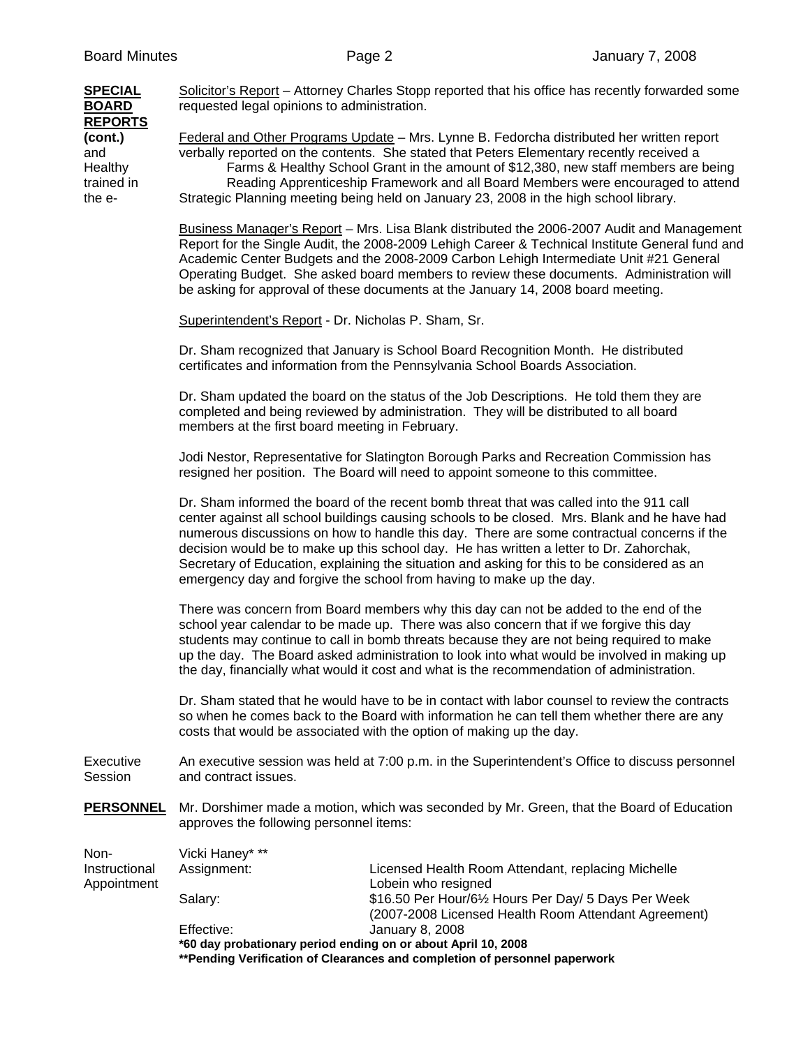**SPECIAL BOARD REPORTS (cont.)**

Solicitor's Report – Attorney Charles Stopp reported that his office has recently forwarded some requested legal opinions to administration.

Federal and Other Programs Update – Mrs. Lynne B. Fedorcha distributed her written report and verbally reported on the contents. She stated that Peters Elementary recently received a Healthy Farms & Healthy School Grant in the amount of $12,380, new staff members are being trained in the e-Reading Apprenticeship Framework and all Board Members were encouraged to attend the Strategic Planning meeting being held on January 23, 2008 in the high school library.

Business Manager's Report – Mrs. Lisa Blank distributed the 2006-2007 Audit and Management Report for the Single Audit, the 2008-2009 Lehigh Career & Technical Institute General fund and Academic Center Budgets and the 2008-2009 Carbon Lehigh Intermediate Unit #21 General Operating Budget. She asked board members to review these documents. Administration will be asking for approval of these documents at the January 14, 2008 board meeting.

Superintendent's Report - Dr. Nicholas P. Sham, Sr.

Dr. Sham recognized that January is School Board Recognition Month. He distributed certificates and information from the Pennsylvania School Boards Association.

Dr. Sham updated the board on the status of the Job Descriptions. He told them they are completed and being reviewed by administration. They will be distributed to all board members at the first board meeting in February.

Jodi Nestor, Representative for Slatington Borough Parks and Recreation Commission has resigned her position. The Board will need to appoint someone to this committee.

Dr. Sham informed the board of the recent bomb threat that was called into the 911 call center against all school buildings causing schools to be closed. Mrs. Blank and he have had numerous discussions on how to handle this day. There are some contractual concerns if the decision would be to make up this school day. He has written a letter to Dr. Zahorchak, Secretary of Education, explaining the situation and asking for this to be considered as an emergency day and forgive the school from having to make up the day.

There was concern from Board members why this day can not be added to the end of the school year calendar to be made up. There was also concern that if we forgive this day students may continue to call in bomb threats because they are not being required to make up the day. The Board asked administration to look into what would be involved in making up the day, financially what would it cost and what is the recommendation of administration.

Dr. Sham stated that he would have to be in contact with labor counsel to review the contracts so when he comes back to the Board with information he can tell them whether there are any costs that would be associated with the option of making up the day.

**Executive Session**

An executive session was held at 7:00 p.m. in the Superintendent's Office to discuss personnel and contract issues.

**PERSONNEL**

Mr. Dorshimer made a motion, which was seconded by Mr. Green, that the Board of Education approves the following personnel items:

**Non-Instructional Appointment**

Vicki Haney* **

| | |
|---|---|
| Assignment: | Licensed Health Room Attendant, replacing Michelle Lobein who resigned |
| Salary: | $16.50 Per Hour/6½ Hours Per Day/ 5 Days Per Week (2007-2008 Licensed Health Room Attendant Agreement) |
| Effective: | January 8, 2008 |

**\*60 day probationary period ending on or about April 10, 2008**

**\*\*Pending Verification of Clearances and completion of personnel paperwork**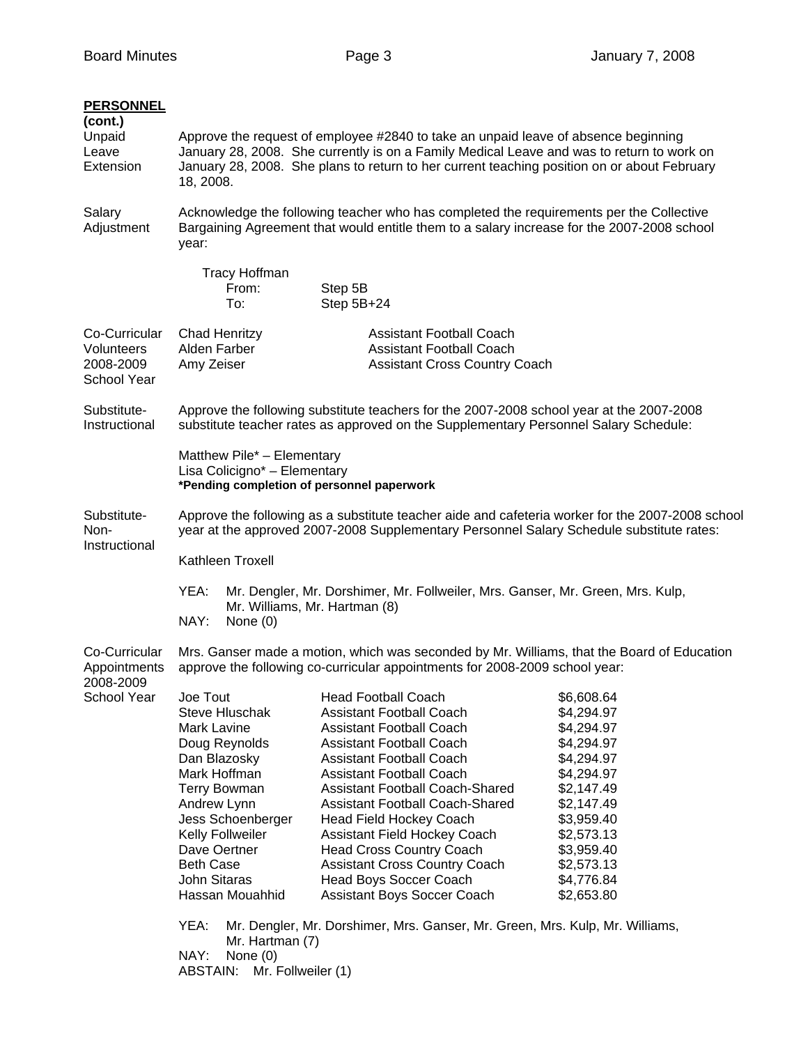**PERSONNEL (cont.)**

**Unpaid Leave Extension**

Approve the request of employee #2840 to take an unpaid leave of absence beginning January 28, 2008. She currently is on a Family Medical Leave and was to return to work on January 28, 2008. She plans to return to her current teaching position on or about February 18, 2008.

**Salary Adjustment**

Acknowledge the following teacher who has completed the requirements per the Collective Bargaining Agreement that would entitle them to a salary increase for the 2007-2008 school year:

Tracy Hoffman
From: Step 5B
To: Step 5B+24

**Co-Curricular Volunteers 2008-2009 School Year**

| Name | Position |
|---|---|
| Chad Henritzy | Assistant Football Coach |
| Alden Farber | Assistant Football Coach |
| Amy Zeiser | Assistant Cross Country Coach |

**Substitute-Instructional**

Approve the following substitute teachers for the 2007-2008 school year at the 2007-2008 substitute teacher rates as approved on the Supplementary Personnel Salary Schedule:

Matthew Pile* – Elementary
Lisa Colicigno* – Elementary
**\*Pending completion of personnel paperwork**

**Substitute-Non-Instructional**

Approve the following as a substitute teacher aide and cafeteria worker for the 2007-2008 school year at the approved 2007-2008 Supplementary Personnel Salary Schedule substitute rates:

Kathleen Troxell

YEA: Mr. Dengler, Mr. Dorshimer, Mr. Follweiler, Mrs. Ganser, Mr. Green, Mrs. Kulp, Mr. Williams, Mr. Hartman (8)
NAY: None (0)

**Co-Curricular Appointments 2008-2009 School Year**

Mrs. Ganser made a motion, which was seconded by Mr. Williams, that the Board of Education approve the following co-curricular appointments for 2008-2009 school year:

| Name | Position | Amount |
|---|---|---|
| Joe Tout | Head Football Coach | $6,608.64 |
| Steve Hluschak | Assistant Football Coach | $4,294.97 |
| Mark Lavine | Assistant Football Coach | $4,294.97 |
| Doug Reynolds | Assistant Football Coach | $4,294.97 |
| Dan Blazosky | Assistant Football Coach | $4,294.97 |
| Mark Hoffman | Assistant Football Coach | $4,294.97 |
| Terry Bowman | Assistant Football Coach-Shared | $2,147.49 |
| Andrew Lynn | Assistant Football Coach-Shared | $2,147.49 |
| Jess Schoenberger | Head Field Hockey Coach | $3,959.40 |
| Kelly Follweiler | Assistant Field Hockey Coach | $2,573.13 |
| Dave Oertner | Head Cross Country Coach | $3,959.40 |
| Beth Case | Assistant Cross Country Coach | $2,573.13 |
| John Sitaras | Head Boys Soccer Coach | $4,776.84 |
| Hassan Mouahhid | Assistant Boys Soccer Coach | $2,653.80 |

YEA: Mr. Dengler, Mr. Dorshimer, Mrs. Ganser, Mr. Green, Mrs. Kulp, Mr. Williams, Mr. Hartman (7)
NAY: None (0)
ABSTAIN: Mr. Follweiler (1)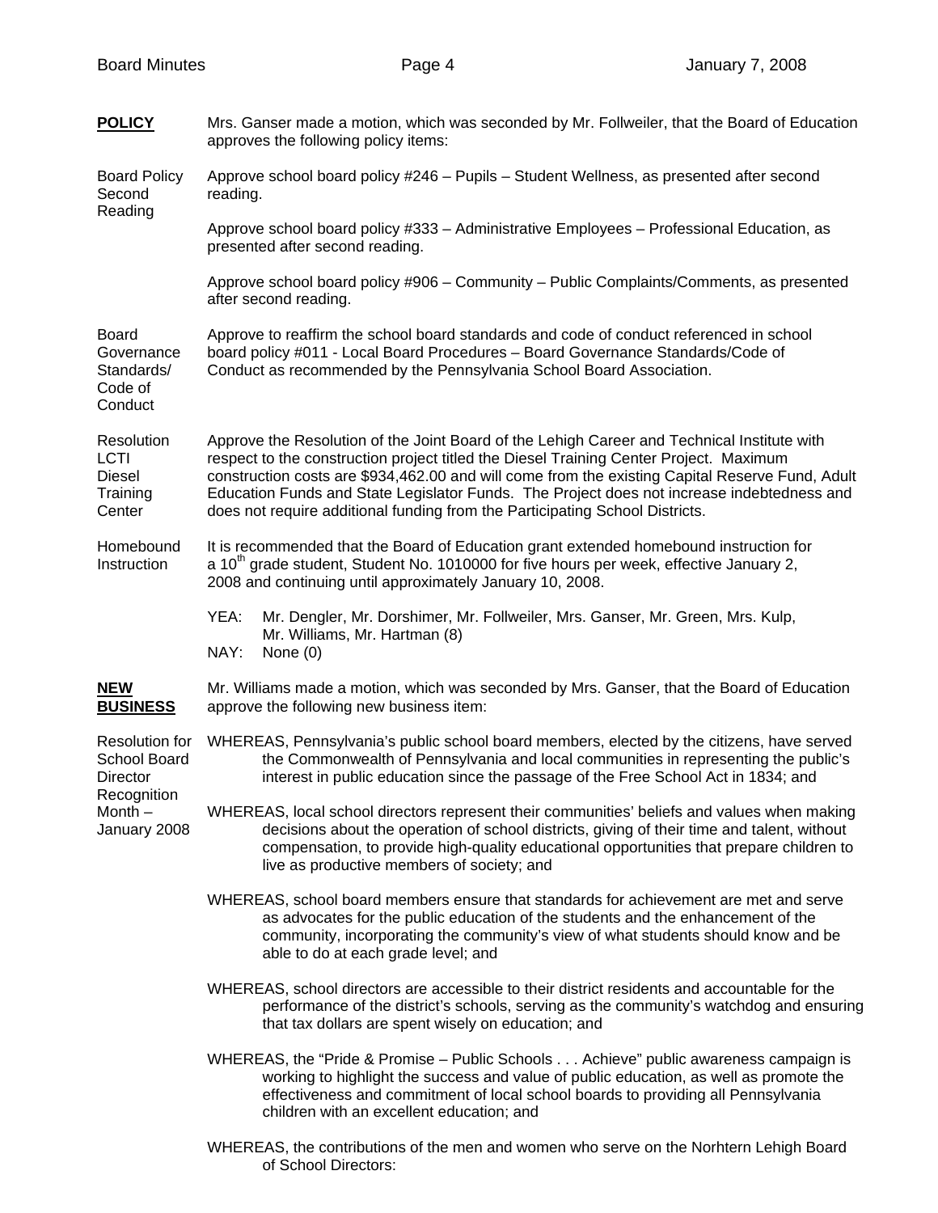**POLICY**

Mrs. Ganser made a motion, which was seconded by Mr. Follweiler, that the Board of Education approves the following policy items:

**Board Policy Second Reading**

Approve school board policy #246 – Pupils – Student Wellness, as presented after second reading.

Approve school board policy #333 – Administrative Employees – Professional Education, as presented after second reading.

Approve school board policy #906 – Community – Public Complaints/Comments, as presented after second reading.

**Board Governance Standards/ Code of Conduct**

Approve to reaffirm the school board standards and code of conduct referenced in school board policy #011 - Local Board Procedures – Board Governance Standards/Code of Conduct as recommended by the Pennsylvania School Board Association.

**Resolution LCTI Diesel Training Center**

Approve the Resolution of the Joint Board of the Lehigh Career and Technical Institute with respect to the construction project titled the Diesel Training Center Project. Maximum construction costs are $934,462.00 and will come from the existing Capital Reserve Fund, Adult Education Funds and State Legislator Funds. The Project does not increase indebtedness and does not require additional funding from the Participating School Districts.

**Homebound Instruction**

It is recommended that the Board of Education grant extended homebound instruction for a 10th grade student, Student No. 1010000 for five hours per week, effective January 2, 2008 and continuing until approximately January 10, 2008.

YEA: Mr. Dengler, Mr. Dorshimer, Mr. Follweiler, Mrs. Ganser, Mr. Green, Mrs. Kulp, Mr. Williams, Mr. Hartman (8)
NAY: None (0)

**NEW BUSINESS**

Mr. Williams made a motion, which was seconded by Mrs. Ganser, that the Board of Education approve the following new business item:

**Resolution for School Board Director Recognition Month – January 2008**

WHEREAS, Pennsylvania's public school board members, elected by the citizens, have served the Commonwealth of Pennsylvania and local communities in representing the public's interest in public education since the passage of the Free School Act in 1834; and

WHEREAS, local school directors represent their communities' beliefs and values when making decisions about the operation of school districts, giving of their time and talent, without compensation, to provide high-quality educational opportunities that prepare children to live as productive members of society; and

WHEREAS, school board members ensure that standards for achievement are met and serve as advocates for the public education of the students and the enhancement of the community, incorporating the community's view of what students should know and be able to do at each grade level; and

WHEREAS, school directors are accessible to their district residents and accountable for the performance of the district's schools, serving as the community's watchdog and ensuring that tax dollars are spent wisely on education; and

WHEREAS, the "Pride & Promise – Public Schools . . . Achieve" public awareness campaign is working to highlight the success and value of public education, as well as promote the effectiveness and commitment of local school boards to providing all Pennsylvania children with an excellent education; and

WHEREAS, the contributions of the men and women who serve on the Norhtern Lehigh Board of School Directors: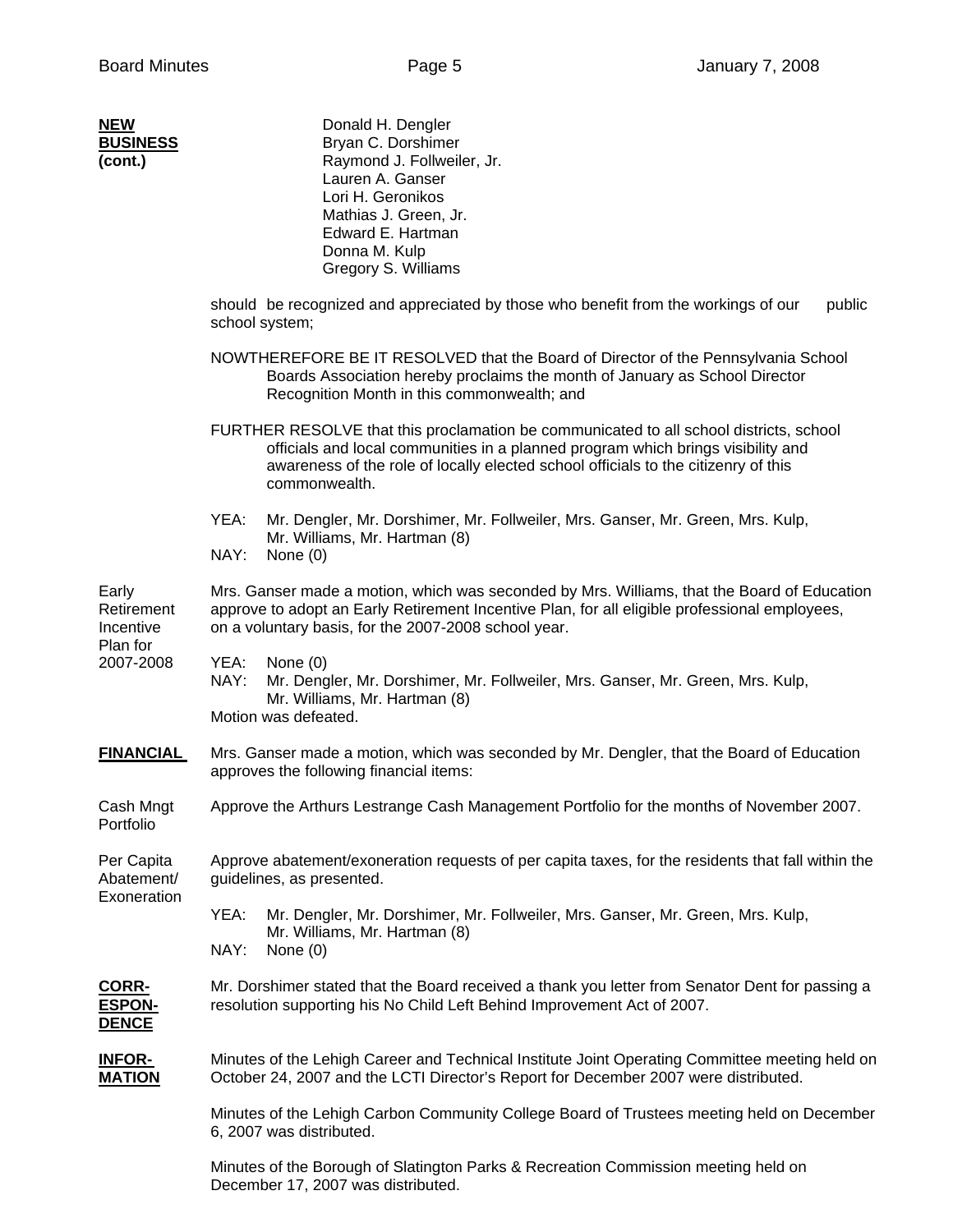**NEW BUSINESS (cont.)**

Donald H. Dengler
Bryan C. Dorshimer
Raymond J. Follweiler, Jr.
Lauren A. Ganser
Lori H. Geronikos
Mathias J. Green, Jr.
Edward E. Hartman
Donna M. Kulp
Gregory S. Williams

should be recognized and appreciated by those who benefit from the workings of our public school system;

NOWTHEREFORE BE IT RESOLVED that the Board of Director of the Pennsylvania School Boards Association hereby proclaims the month of January as School Director Recognition Month in this commonwealth; and

FURTHER RESOLVE that this proclamation be communicated to all school districts, school officials and local communities in a planned program which brings visibility and awareness of the role of locally elected school officials to the citizenry of this commonwealth.

YEA: Mr. Dengler, Mr. Dorshimer, Mr. Follweiler, Mrs. Ganser, Mr. Green, Mrs. Kulp, Mr. Williams, Mr. Hartman (8)
NAY: None (0)

**Early Retirement Incentive Plan for 2007-2008**

Mrs. Ganser made a motion, which was seconded by Mrs. Williams, that the Board of Education approve to adopt an Early Retirement Incentive Plan, for all eligible professional employees, on a voluntary basis, for the 2007-2008 school year.

YEA: None (0)
NAY: Mr. Dengler, Mr. Dorshimer, Mr. Follweiler, Mrs. Ganser, Mr. Green, Mrs. Kulp, Mr. Williams, Mr. Hartman (8)
Motion was defeated.

**FINANCIAL**

Mrs. Ganser made a motion, which was seconded by Mr. Dengler, that the Board of Education approves the following financial items:

**Cash Mngt Portfolio**

Approve the Arthurs Lestrange Cash Management Portfolio for the months of November 2007.

**Per Capita Abatement/ Exoneration**

Approve abatement/exoneration requests of per capita taxes, for the residents that fall within the guidelines, as presented.

YEA: Mr. Dengler, Mr. Dorshimer, Mr. Follweiler, Mrs. Ganser, Mr. Green, Mrs. Kulp, Mr. Williams, Mr. Hartman (8)
NAY: None (0)

**CORRESPONDENCE**

Mr. Dorshimer stated that the Board received a thank you letter from Senator Dent for passing a resolution supporting his No Child Left Behind Improvement Act of 2007.

**INFORMATION**

Minutes of the Lehigh Career and Technical Institute Joint Operating Committee meeting held on October 24, 2007 and the LCTI Director's Report for December 2007 were distributed.

Minutes of the Lehigh Carbon Community College Board of Trustees meeting held on December 6, 2007 was distributed.

Minutes of the Borough of Slatington Parks & Recreation Commission meeting held on December 17, 2007 was distributed.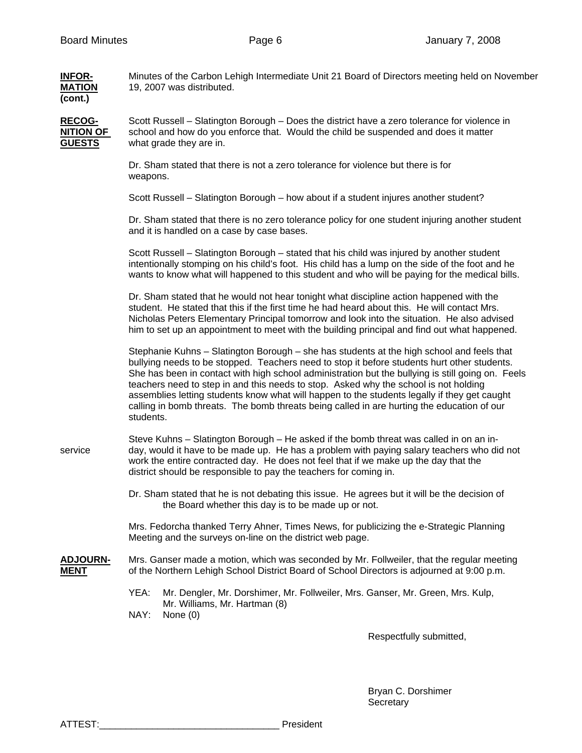**INFORMATION (cont.)**

Minutes of the Carbon Lehigh Intermediate Unit 21 Board of Directors meeting held on November 19, 2007 was distributed.

**RECOGNITION OF GUESTS**

Scott Russell – Slatington Borough – Does the district have a zero tolerance for violence in school and how do you enforce that. Would the child be suspended and does it matter what grade they are in.

Dr. Sham stated that there is not a zero tolerance for violence but there is for weapons.

Scott Russell – Slatington Borough – how about if a student injures another student?

Dr. Sham stated that there is no zero tolerance policy for one student injuring another student and it is handled on a case by case bases.

Scott Russell – Slatington Borough – stated that his child was injured by another student intentionally stomping on his child's foot. His child has a lump on the side of the foot and he wants to know what will happened to this student and who will be paying for the medical bills.

Dr. Sham stated that he would not hear tonight what discipline action happened with the student. He stated that this if the first time he had heard about this. He will contact Mrs. Nicholas Peters Elementary Principal tomorrow and look into the situation. He also advised him to set up an appointment to meet with the building principal and find out what happened.

Stephanie Kuhns – Slatington Borough – she has students at the high school and feels that bullying needs to be stopped. Teachers need to stop it before students hurt other students. She has been in contact with high school administration but the bullying is still going on. Feels teachers need to step in and this needs to stop. Asked why the school is not holding assemblies letting students know what will happen to the students legally if they get caught calling in bomb threats. The bomb threats being called in are hurting the education of our students.

Steve Kuhns – Slatington Borough – He asked if the bomb threat was called in on an in-service day, would it have to be made up. He has a problem with paying salary teachers who did not work the entire contracted day. He does not feel that if we make up the day that the district should be responsible to pay the teachers for coming in.

Dr. Sham stated that he is not debating this issue. He agrees but it will be the decision of the Board whether this day is to be made up or not.

Mrs. Fedorcha thanked Terry Ahner, Times News, for publicizing the e-Strategic Planning Meeting and the surveys on-line on the district web page.

**ADJOURNMENT**

Mrs. Ganser made a motion, which was seconded by Mr. Follweiler, that the regular meeting of the Northern Lehigh School District Board of School Directors is adjourned at 9:00 p.m.

YEA: Mr. Dengler, Mr. Dorshimer, Mr. Follweiler, Mrs. Ganser, Mr. Green, Mrs. Kulp, Mr. Williams, Mr. Hartman (8)
NAY: None (0)

Respectfully submitted,

Bryan C. Dorshimer
Secretary

ATTEST:_________________________________ President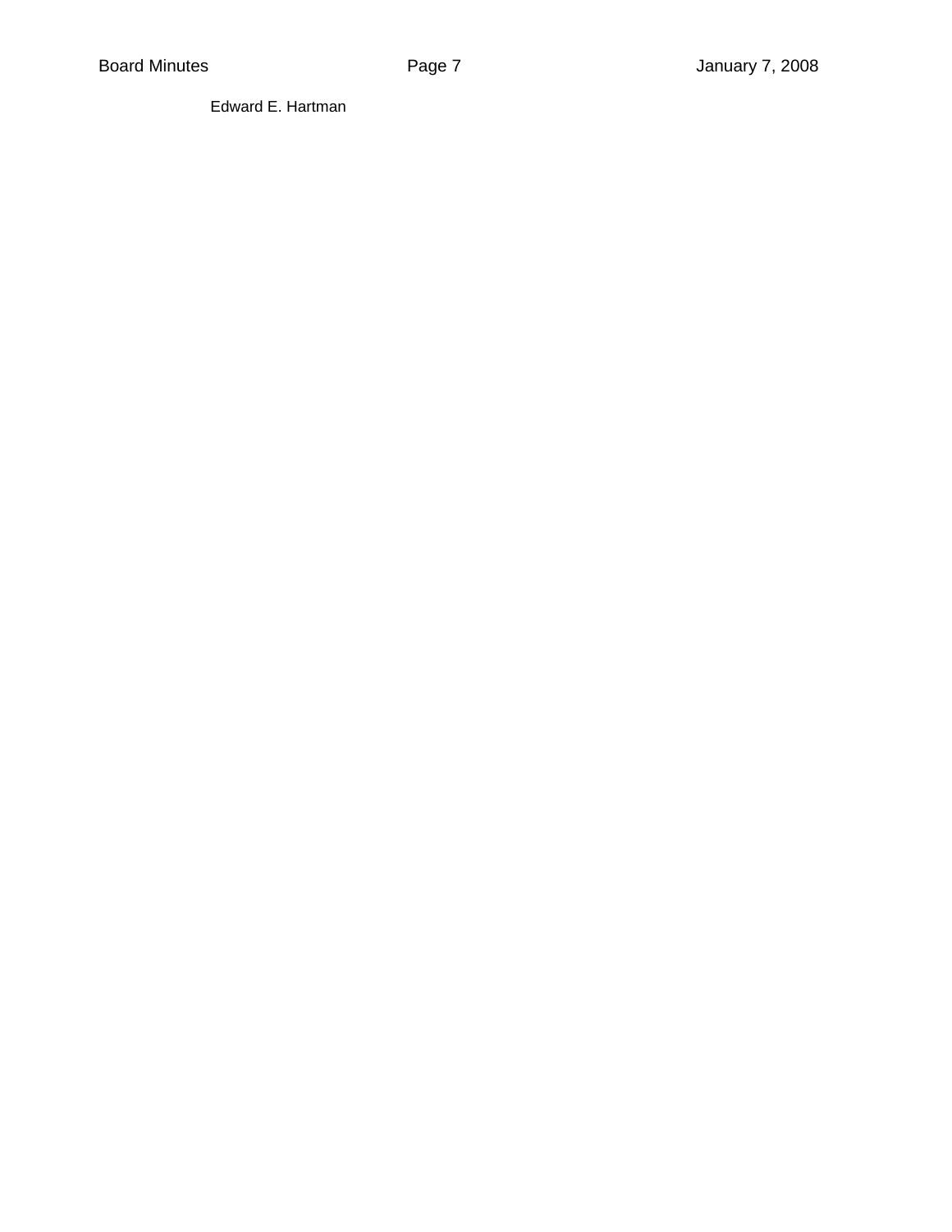Edward E. Hartman